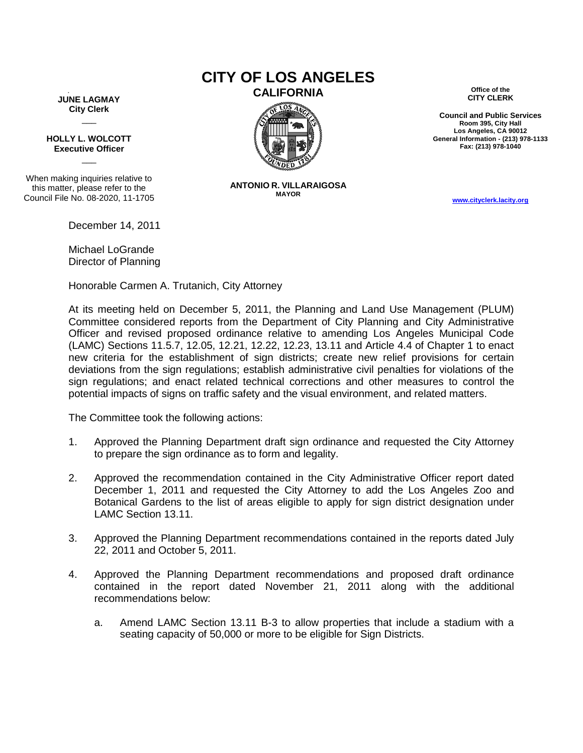# CITY OF LOS ANGELES

## CALIFORNIA

**JUNE LAGMAY**
**City Clerk**

**HOLLY L. WOLCOTT**
**Executive Officer**

When making inquiries relative to this matter, please refer to the Council File No. 08-2020, 11-1705

**ANTONIO R. VILLARAIGOSA**
**MAYOR**

**Office of the**
**CITY CLERK**

**Council and Public Services**
**Room 395, City Hall**
**Los Angeles, CA 90012**
**General Information - (213) 978-1133**
**Fax: (213) 978-1040**

**www.cityclerk.lacity.org**

December 14, 2011

Michael LoGrande
Director of Planning

Honorable Carmen A. Trutanich, City Attorney

At its meeting held on December 5, 2011, the Planning and Land Use Management (PLUM) Committee considered reports from the Department of City Planning and City Administrative Officer and revised proposed ordinance relative to amending Los Angeles Municipal Code (LAMC) Sections 11.5.7, 12.05, 12.21, 12.22, 12.23, 13.11 and Article 4.4 of Chapter 1 to enact new criteria for the establishment of sign districts; create new relief provisions for certain deviations from the sign regulations; establish administrative civil penalties for violations of the sign regulations; and enact related technical corrections and other measures to control the potential impacts of signs on traffic safety and the visual environment, and related matters.

The Committee took the following actions:

1. Approved the Planning Department draft sign ordinance and requested the City Attorney to prepare the sign ordinance as to form and legality.

2. Approved the recommendation contained in the City Administrative Officer report dated December 1, 2011 and requested the City Attorney to add the Los Angeles Zoo and Botanical Gardens to the list of areas eligible to apply for sign district designation under LAMC Section 13.11.

3. Approved the Planning Department recommendations contained in the reports dated July 22, 2011 and October 5, 2011.

4. Approved the Planning Department recommendations and proposed draft ordinance contained in the report dated November 21, 2011 along with the additional recommendations below:

    a. Amend LAMC Section 13.11 B-3 to allow properties that include a stadium with a seating capacity of 50,000 or more to be eligible for Sign Districts.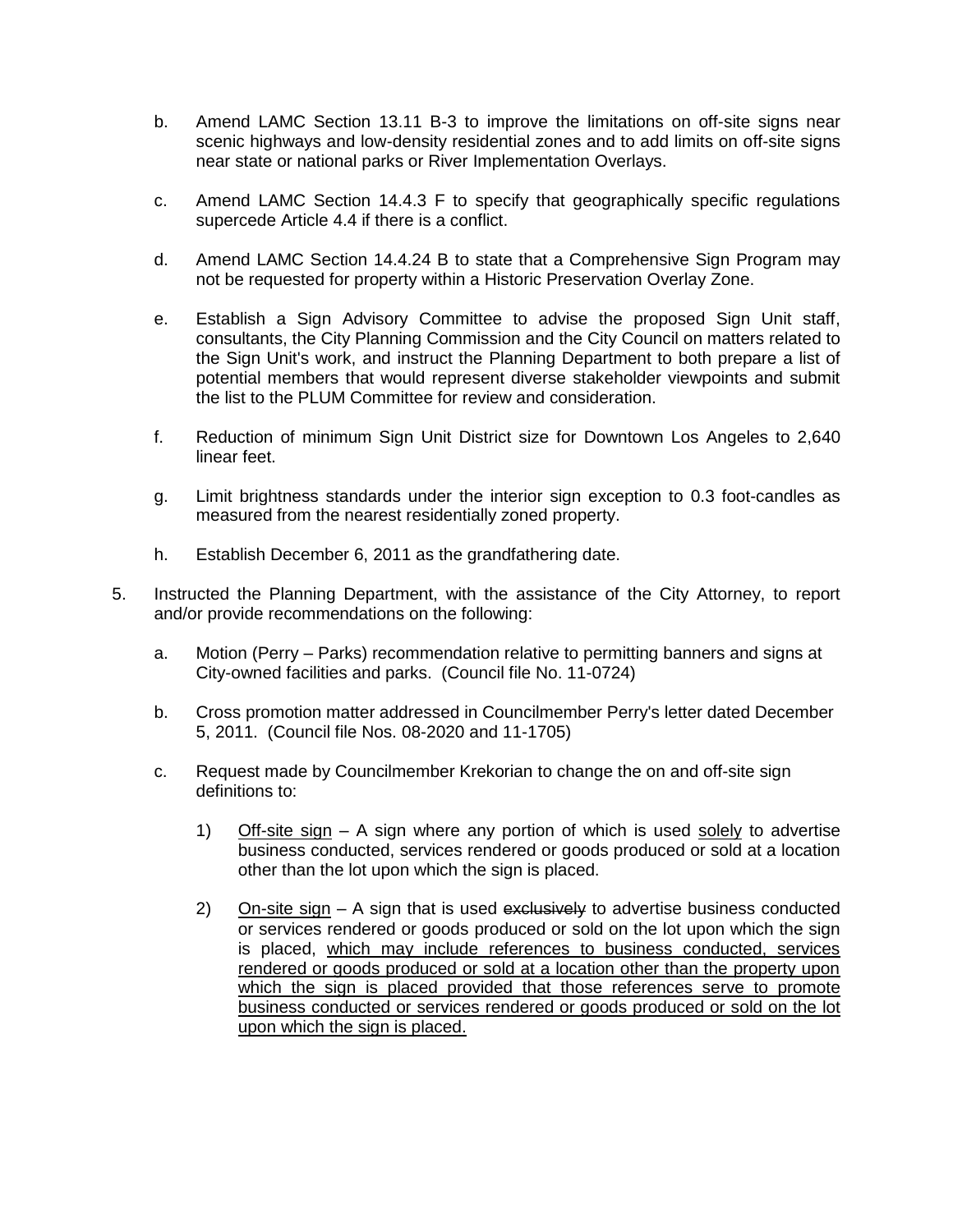b. Amend LAMC Section 13.11 B-3 to improve the limitations on off-site signs near scenic highways and low-density residential zones and to add limits on off-site signs near state or national parks or River Implementation Overlays.

c. Amend LAMC Section 14.4.3 F to specify that geographically specific regulations supercede Article 4.4 if there is a conflict.

d. Amend LAMC Section 14.4.24 B to state that a Comprehensive Sign Program may not be requested for property within a Historic Preservation Overlay Zone.

e. Establish a Sign Advisory Committee to advise the proposed Sign Unit staff, consultants, the City Planning Commission and the City Council on matters related to the Sign Unit's work, and instruct the Planning Department to both prepare a list of potential members that would represent diverse stakeholder viewpoints and submit the list to the PLUM Committee for review and consideration.

f. Reduction of minimum Sign Unit District size for Downtown Los Angeles to 2,640 linear feet.

g. Limit brightness standards under the interior sign exception to 0.3 foot-candles as measured from the nearest residentially zoned property.

h. Establish December 6, 2011 as the grandfathering date.

5. Instructed the Planning Department, with the assistance of the City Attorney, to report and/or provide recommendations on the following:

   a. Motion (Perry – Parks) recommendation relative to permitting banners and signs at City-owned facilities and parks. (Council file No. 11-0724)

   b. Cross promotion matter addressed in Councilmember Perry's letter dated December 5, 2011. (Council file Nos. 08-2020 and 11-1705)

   c. Request made by Councilmember Krekorian to change the on and off-site sign definitions to:

      1) <u>Off-site sign</u> – A sign where any portion of which is used <u>solely</u> to advertise business conducted, services rendered or goods produced or sold at a location other than the lot upon which the sign is placed.

      2) <u>On-site sign</u> – A sign that is used ~~exclusively~~ to advertise business conducted or services rendered or goods produced or sold on the lot upon which the sign is placed, <u>which may include references to business conducted, services rendered or goods produced or sold at a location other than the property upon which the sign is placed provided that those references serve to promote business conducted or services rendered or goods produced or sold on the lot upon which the sign is placed.</u>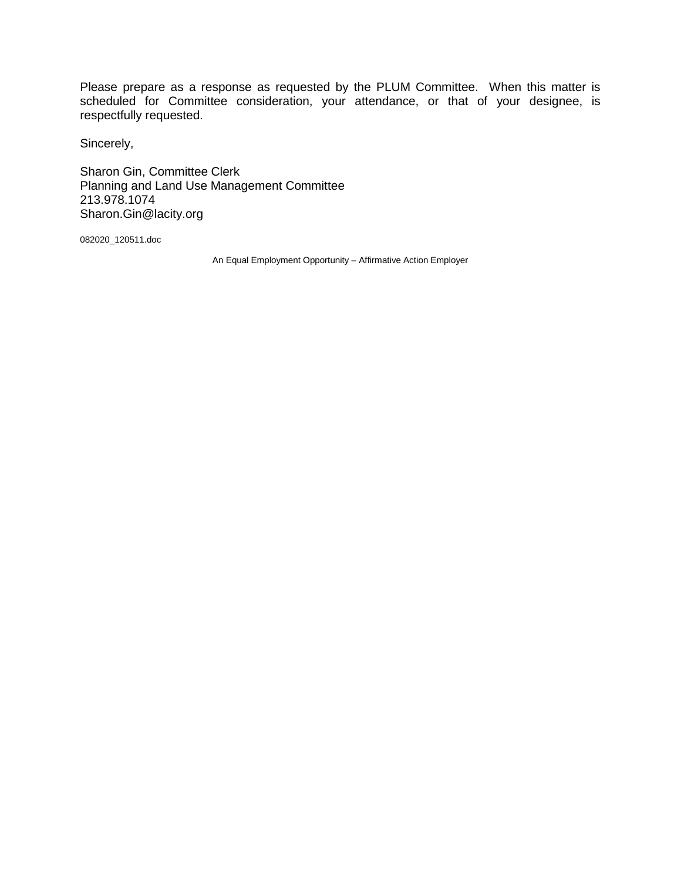Please prepare as a response as requested by the PLUM Committee. When this matter is scheduled for Committee consideration, your attendance, or that of your designee, is respectfully requested.

Sincerely,

Sharon Gin, Committee Clerk
Planning and Land Use Management Committee
213.978.1074
Sharon.Gin@lacity.org

082020_120511.doc

An Equal Employment Opportunity – Affirmative Action Employer